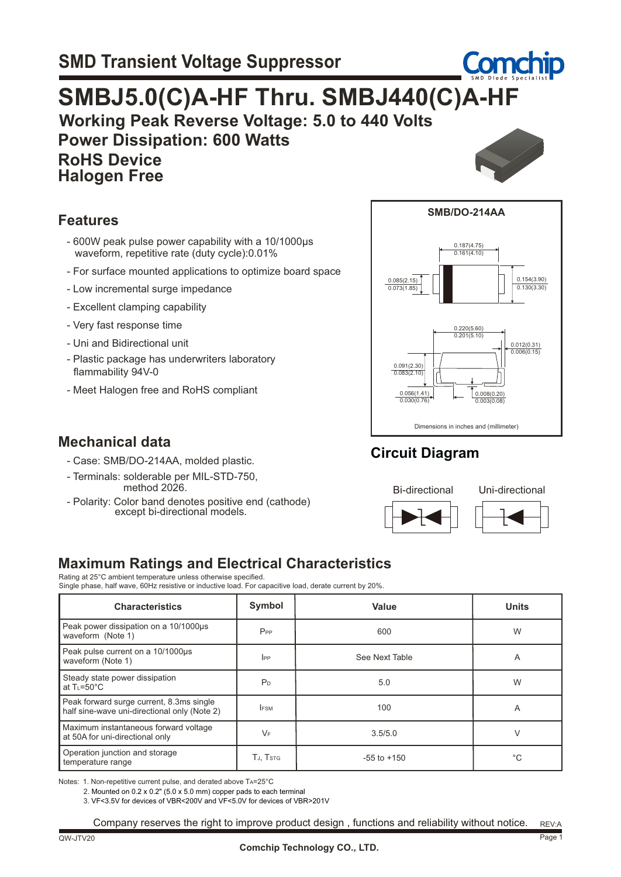# SMD Transient Voltage Suppressor

# SMBJ5.0(C)A-HF Thru. SMBJ440(C)A-HF

**Working Peak Reverse Voltage: 5.0 to 440 Volts**

**Power Dissipation: 600 Watts**

**RoHS Device**

**Halogen Free**

## Features

- 600W peak pulse power capability with a 10/1000μs waveform, repetitive rate (duty cycle):0.01%
- For surface mounted applications to optimize board space
- Low incremental surge impedance
- Excellent clamping capability
- Very fast response time
- Uni and Bidirectional unit
- Plastic package has underwriters laboratory flammability 94V-0
- Meet Halogen free and RoHS compliant

**SMB/DO-214AA**

0.187(4.75) / 0.161(4.10)

0.085(2.15) / 0.073(1.85)

0.154(3.90) / 0.130(3.30)

0.220(5.60) / 0.201(5.10)

0.012(0.31) / 0.006(0.15)

0.091(2.30) / 0.083(2.10)

0.056(1.41) / 0.030(0.76)

0.008(0.20) / 0.003(0.08)

Dimensions in inches and (millimeter)

## Mechanical data

- Case: SMB/DO-214AA, molded plastic.
- Terminals: solderable per MIL-STD-750, method 2026.
- Polarity: Color band denotes positive end (cathode) except bi-directional models.

## Circuit Diagram

Bi-directional | Uni-directional

## Maximum Ratings and Electrical Characteristics

Rating at 25°C ambient temperature unless otherwise specified.
Single phase, half wave, 60Hz resistive or inductive load. For capacitive load, derate current by 20%.

| Characteristics | Symbol | Value | Units |
|---|---|---|---|
| Peak power dissipation on a 10/1000μs waveform (Note 1) | $P_{PP}$ | 600 | W |
| Peak pulse current on a 10/1000μs waveform (Note 1) | $I_{PP}$ | See Next Table | A |
| Steady state power dissipation at $T_L$=50°C | $P_D$ | 5.0 | W |
| Peak forward surge current, 8.3ms single half sine-wave uni-directional only (Note 2) | $I_{FSM}$ | 100 | A |
| Maximum instantaneous forward voltage at 50A for uni-directional only | $V_F$ | 3.5/5.0 | V |
| Operation junction and storage temperature range | $T_J$, $T_{STG}$ | -55 to +150 | °C |

Notes: 1. Non-repetitive current pulse, and derated above $T_A$=25°C

2. Mounted on 0.2 x 0.2" (5.0 x 5.0 mm) copper pads to each terminal

3. VF<3.5V for devices of VBR<200V and VF<5.0V for devices of VBR>201V

Company reserves the right to improve product design , functions and reliability without notice.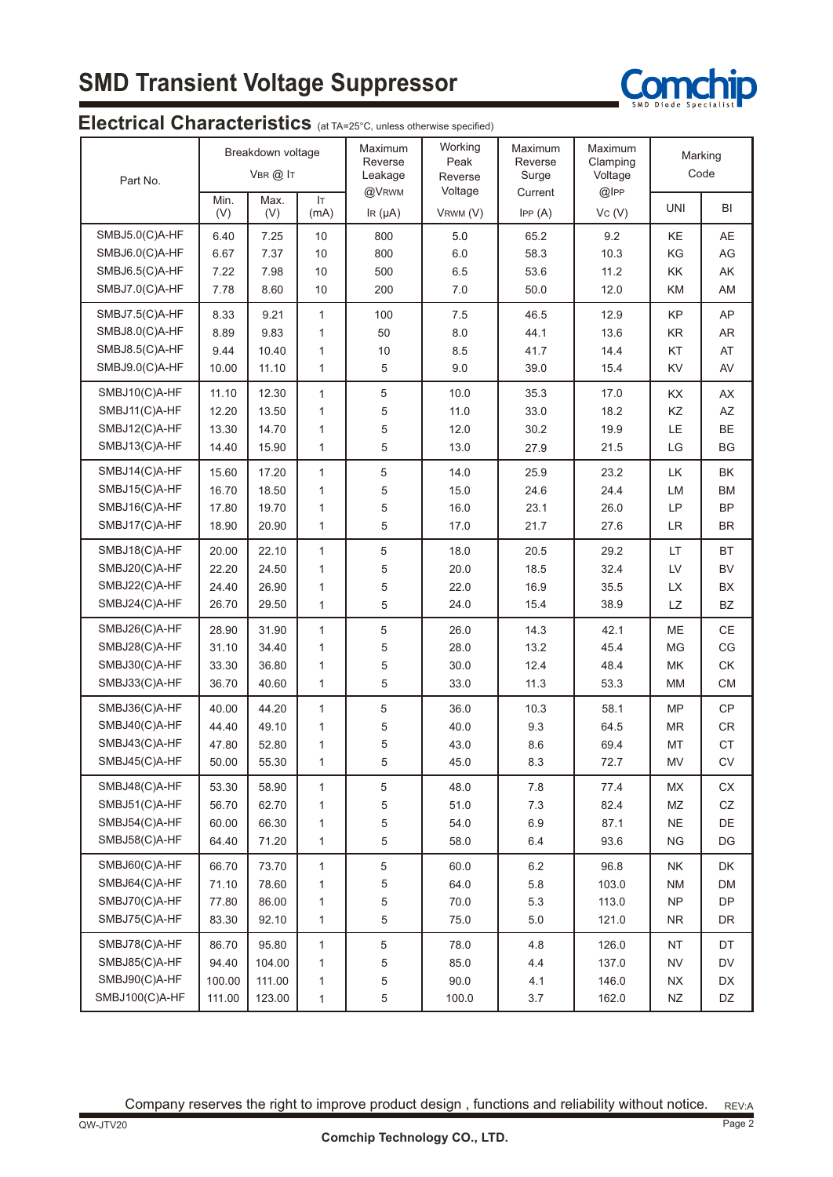# SMD Transient Voltage Suppressor

## Electrical Characteristics (at TA=25°C, unless otherwise specified)

| Part No. | Breakdown voltage $V_{BR}$ @ $I_T$ | | | Maximum Reverse Leakage @$V_{RWM}$ | Working Peak Reverse Voltage | Maximum Reverse Surge Current | Maximum Clamping Voltage @$I_{PP}$ | Marking Code | |
|---|---|---|---|---|---|---|---|---|---|
| | Min. (V) | Max. (V) | $I_T$ (mA) | $I_R$ (μA) | $V_{RWM}$ (V) | $I_{PP}$ (A) | $V_C$ (V) | UNI | BI |
| SMBJ5.0(C)A-HF | 6.40 | 7.25 | 10 | 800 | 5.0 | 65.2 | 9.2 | KE | AE |
| SMBJ6.0(C)A-HF | 6.67 | 7.37 | 10 | 800 | 6.0 | 58.3 | 10.3 | KG | AG |
| SMBJ6.5(C)A-HF | 7.22 | 7.98 | 10 | 500 | 6.5 | 53.6 | 11.2 | KK | AK |
| SMBJ7.0(C)A-HF | 7.78 | 8.60 | 10 | 200 | 7.0 | 50.0 | 12.0 | KM | AM |
| SMBJ7.5(C)A-HF | 8.33 | 9.21 | 1 | 100 | 7.5 | 46.5 | 12.9 | KP | AP |
| SMBJ8.0(C)A-HF | 8.89 | 9.83 | 1 | 50 | 8.0 | 44.1 | 13.6 | KR | AR |
| SMBJ8.5(C)A-HF | 9.44 | 10.40 | 1 | 10 | 8.5 | 41.7 | 14.4 | KT | AT |
| SMBJ9.0(C)A-HF | 10.00 | 11.10 | 1 | 5 | 9.0 | 39.0 | 15.4 | KV | AV |
| SMBJ10(C)A-HF | 11.10 | 12.30 | 1 | 5 | 10.0 | 35.3 | 17.0 | KX | AX |
| SMBJ11(C)A-HF | 12.20 | 13.50 | 1 | 5 | 11.0 | 33.0 | 18.2 | KZ | AZ |
| SMBJ12(C)A-HF | 13.30 | 14.70 | 1 | 5 | 12.0 | 30.2 | 19.9 | LE | BE |
| SMBJ13(C)A-HF | 14.40 | 15.90 | 1 | 5 | 13.0 | 27.9 | 21.5 | LG | BG |
| SMBJ14(C)A-HF | 15.60 | 17.20 | 1 | 5 | 14.0 | 25.9 | 23.2 | LK | BK |
| SMBJ15(C)A-HF | 16.70 | 18.50 | 1 | 5 | 15.0 | 24.6 | 24.4 | LM | BM |
| SMBJ16(C)A-HF | 17.80 | 19.70 | 1 | 5 | 16.0 | 23.1 | 26.0 | LP | BP |
| SMBJ17(C)A-HF | 18.90 | 20.90 | 1 | 5 | 17.0 | 21.7 | 27.6 | LR | BR |
| SMBJ18(C)A-HF | 20.00 | 22.10 | 1 | 5 | 18.0 | 20.5 | 29.2 | LT | BT |
| SMBJ20(C)A-HF | 22.20 | 24.50 | 1 | 5 | 20.0 | 18.5 | 32.4 | LV | BV |
| SMBJ22(C)A-HF | 24.40 | 26.90 | 1 | 5 | 22.0 | 16.9 | 35.5 | LX | BX |
| SMBJ24(C)A-HF | 26.70 | 29.50 | 1 | 5 | 24.0 | 15.4 | 38.9 | LZ | BZ |
| SMBJ26(C)A-HF | 28.90 | 31.90 | 1 | 5 | 26.0 | 14.3 | 42.1 | ME | CE |
| SMBJ28(C)A-HF | 31.10 | 34.40 | 1 | 5 | 28.0 | 13.2 | 45.4 | MG | CG |
| SMBJ30(C)A-HF | 33.30 | 36.80 | 1 | 5 | 30.0 | 12.4 | 48.4 | MK | CK |
| SMBJ33(C)A-HF | 36.70 | 40.60 | 1 | 5 | 33.0 | 11.3 | 53.3 | MM | CM |
| SMBJ36(C)A-HF | 40.00 | 44.20 | 1 | 5 | 36.0 | 10.3 | 58.1 | MP | CP |
| SMBJ40(C)A-HF | 44.40 | 49.10 | 1 | 5 | 40.0 | 9.3 | 64.5 | MR | CR |
| SMBJ43(C)A-HF | 47.80 | 52.80 | 1 | 5 | 43.0 | 8.6 | 69.4 | MT | CT |
| SMBJ45(C)A-HF | 50.00 | 55.30 | 1 | 5 | 45.0 | 8.3 | 72.7 | MV | CV |
| SMBJ48(C)A-HF | 53.30 | 58.90 | 1 | 5 | 48.0 | 7.8 | 77.4 | MX | CX |
| SMBJ51(C)A-HF | 56.70 | 62.70 | 1 | 5 | 51.0 | 7.3 | 82.4 | MZ | CZ |
| SMBJ54(C)A-HF | 60.00 | 66.30 | 1 | 5 | 54.0 | 6.9 | 87.1 | NE | DE |
| SMBJ58(C)A-HF | 64.40 | 71.20 | 1 | 5 | 58.0 | 6.4 | 93.6 | NG | DG |
| SMBJ60(C)A-HF | 66.70 | 73.70 | 1 | 5 | 60.0 | 6.2 | 96.8 | NK | DK |
| SMBJ64(C)A-HF | 71.10 | 78.60 | 1 | 5 | 64.0 | 5.8 | 103.0 | NM | DM |
| SMBJ70(C)A-HF | 77.80 | 86.00 | 1 | 5 | 70.0 | 5.3 | 113.0 | NP | DP |
| SMBJ75(C)A-HF | 83.30 | 92.10 | 1 | 5 | 75.0 | 5.0 | 121.0 | NR | DR |
| SMBJ78(C)A-HF | 86.70 | 95.80 | 1 | 5 | 78.0 | 4.8 | 126.0 | NT | DT |
| SMBJ85(C)A-HF | 94.40 | 104.00 | 1 | 5 | 85.0 | 4.4 | 137.0 | NV | DV |
| SMBJ90(C)A-HF | 100.00 | 111.00 | 1 | 5 | 90.0 | 4.1 | 146.0 | NX | DX |
| SMBJ100(C)A-HF | 111.00 | 123.00 | 1 | 5 | 100.0 | 3.7 | 162.0 | NZ | DZ |

Company reserves the right to improve product design , functions and reliability without notice.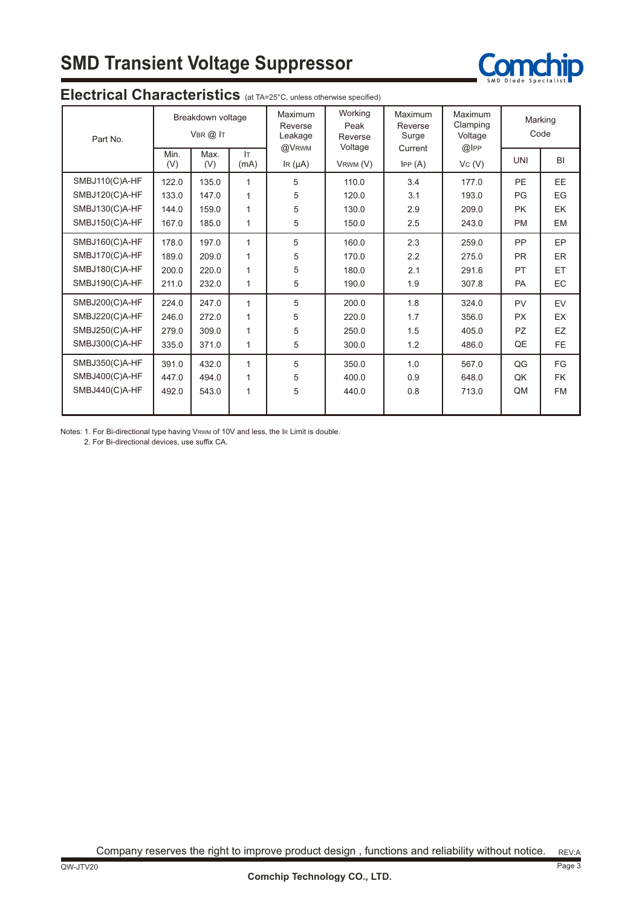# SMD Transient Voltage Suppressor

## Electrical Characteristics (at TA=25°C, unless otherwise specified)

| Part No. | Breakdown voltage $V_{BR}$ @ $I_T$ | | | Maximum Reverse Leakage @$V_{RWM}$ | Working Peak Reverse Voltage | Maximum Reverse Surge Current | Maximum Clamping Voltage @$I_{PP}$ | Marking Code | |
|---|---|---|---|---|---|---|---|---|---|
| | Min. (V) | Max. (V) | $I_T$ (mA) | $I_R$ (μA) | $V_{RWM}$ (V) | $I_{PP}$ (A) | $V_C$ (V) | UNI | BI |
| SMBJ110(C)A-HF | 122.0 | 135.0 | 1 | 5 | 110.0 | 3.4 | 177.0 | PE | EE |
| SMBJ120(C)A-HF | 133.0 | 147.0 | 1 | 5 | 120.0 | 3.1 | 193.0 | PG | EG |
| SMBJ130(C)A-HF | 144.0 | 159.0 | 1 | 5 | 130.0 | 2.9 | 209.0 | PK | EK |
| SMBJ150(C)A-HF | 167.0 | 185.0 | 1 | 5 | 150.0 | 2.5 | 243.0 | PM | EM |
| SMBJ160(C)A-HF | 178.0 | 197.0 | 1 | 5 | 160.0 | 2.3 | 259.0 | PP | EP |
| SMBJ170(C)A-HF | 189.0 | 209.0 | 1 | 5 | 170.0 | 2.2 | 275.0 | PR | ER |
| SMBJ180(C)A-HF | 200.0 | 220.0 | 1 | 5 | 180.0 | 2.1 | 291.6 | PT | ET |
| SMBJ190(C)A-HF | 211.0 | 232.0 | 1 | 5 | 190.0 | 1.9 | 307.8 | PA | EC |
| SMBJ200(C)A-HF | 224.0 | 247.0 | 1 | 5 | 200.0 | 1.8 | 324.0 | PV | EV |
| SMBJ220(C)A-HF | 246.0 | 272.0 | 1 | 5 | 220.0 | 1.7 | 356.0 | PX | EX |
| SMBJ250(C)A-HF | 279.0 | 309.0 | 1 | 5 | 250.0 | 1.5 | 405.0 | PZ | EZ |
| SMBJ300(C)A-HF | 335.0 | 371.0 | 1 | 5 | 300.0 | 1.2 | 486.0 | QE | FE |
| SMBJ350(C)A-HF | 391.0 | 432.0 | 1 | 5 | 350.0 | 1.0 | 567.0 | QG | FG |
| SMBJ400(C)A-HF | 447.0 | 494.0 | 1 | 5 | 400.0 | 0.9 | 648.0 | QK | FK |
| SMBJ440(C)A-HF | 492.0 | 543.0 | 1 | 5 | 440.0 | 0.8 | 713.0 | QM | FM |

Notes: 1. For Bi-directional type having $V_{RWM}$ of 10V and less, the $I_R$ Limit is double.
2. For Bi-directional devices, use suffix CA.

Company reserves the right to improve product design , functions and reliability without notice.

Comchip Technology CO., LTD.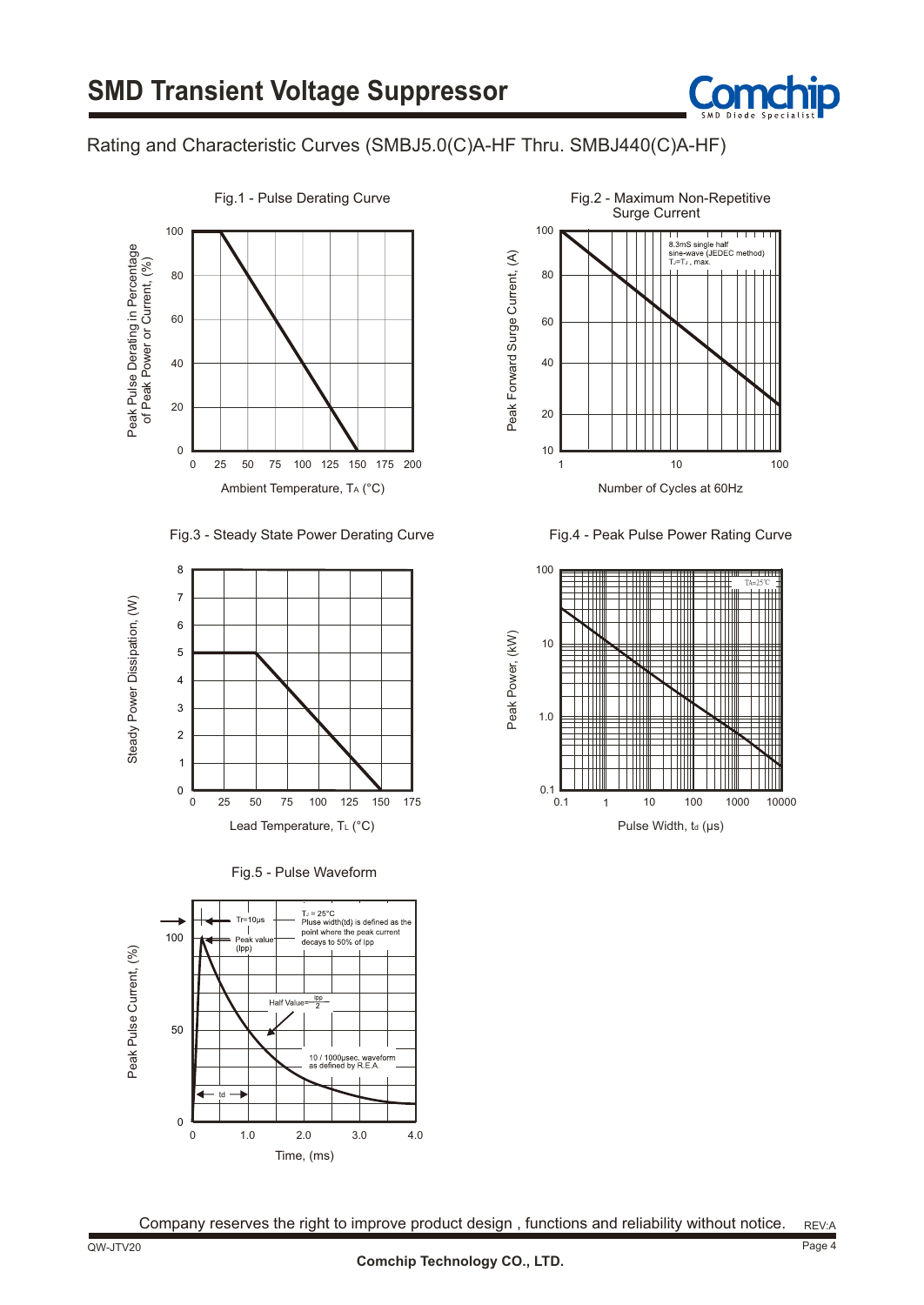## Rating and Characteristic Curves (SMBJ5.0(C)A-HF Thru. SMBJ440(C)A-HF)

Fig.1 - Pulse Derating Curve

Peak Pulse Derating in Percentage of Peak Power or Current, (%)

Ambient Temperature, $T_A$ (°C)

Fig.2 - Maximum Non-Repetitive Surge Current

8.3mS single half sine-wave (JEDEC method) $T_J$=$T_J$ , max.

Peak Forward Surge Current, (A)

Number of Cycles at 60Hz

Fig.3 - Steady State Power Derating Curve

Steady Power Dissipation, (W)

Lead Temperature, $T_L$ (°C)

Fig.4 - Peak Pulse Power Rating Curve

$T_A$=25°C

Peak Power, (kW)

Pulse Width, $t_d$ (μs)

Fig.5 - Pulse Waveform

Tr=10μs

Peak value (Ipp)

$T_J$ = 25°C
Pluse width(td) is defined as the point where the peak current decays to 50% of Ipp

Half Value= $\frac{Ipp}{2}$

10 / 1000μsec. waveform as defined by R.E.A.

td

Peak Pulse Current, (%)

Time, (ms)

Company reserves the right to improve product design , functions and reliability without notice.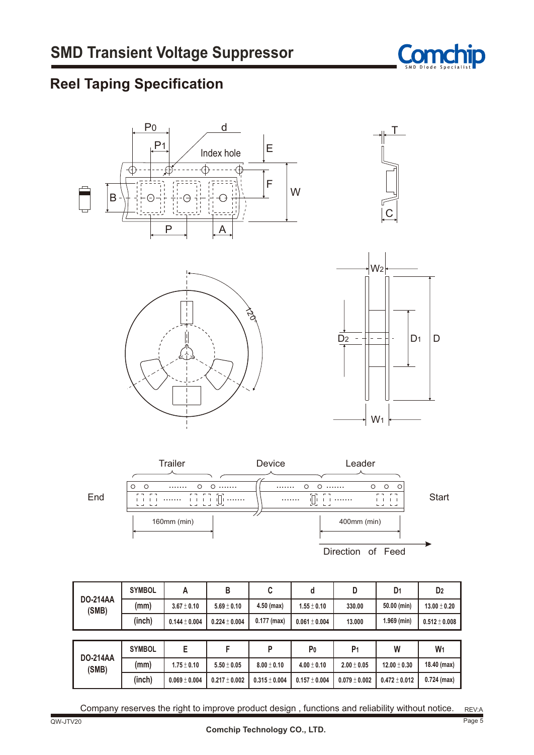# SMD Transient Voltage Suppressor

## Reel Taping Specification

Trailer　　Device　　Leader

End　　Start

160mm (min)　　400mm (min)

Direction of Feed

| DO-214AA (SMB) | SYMBOL | A | B | C | d | D | $D_1$ | $D_2$ |
|---|---|---|---|---|---|---|---|---|
| | (mm) | 3.67 ± 0.10 | 5.69 ± 0.10 | 4.50 (max) | 1.55 ± 0.10 | 330.00 | 50.00 (min) | 13.00 ± 0.20 |
| | (inch) | 0.144 ± 0.004 | 0.224 ± 0.004 | 0.177 (max) | 0.061 ± 0.004 | 13.000 | 1.969 (min) | 0.512 ± 0.008 |

| DO-214AA (SMB) | SYMBOL | E | F | P | $P_0$ | $P_1$ | W | $W_1$ |
|---|---|---|---|---|---|---|---|---|
| | (mm) | 1.75 ± 0.10 | 5.50 ± 0.05 | 8.00 ± 0.10 | 4.00 ± 0.10 | 2.00 ± 0.05 | 12.00 ± 0.30 | 18.40 (max) |
| | (inch) | 0.069 ± 0.004 | 0.217 ± 0.002 | 0.315 ± 0.004 | 0.157 ± 0.004 | 0.079 ± 0.002 | 0.472 ± 0.012 | 0.724 (max) |

Company reserves the right to improve product design , functions and reliability without notice.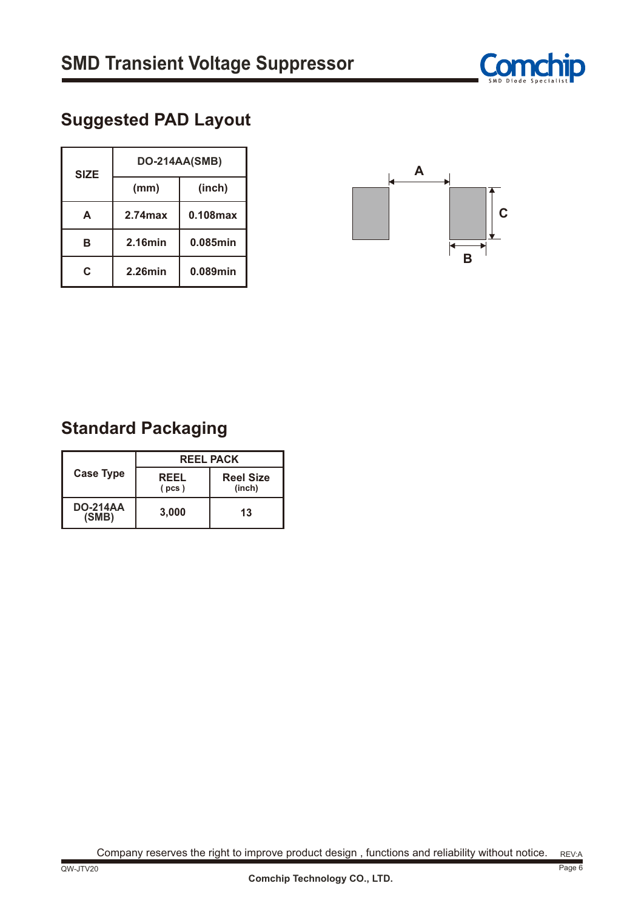## Suggested PAD Layout

| SIZE | DO-214AA(SMB) | |
|---|---|---|
| | (mm) | (inch) |
| A | 2.74max | 0.108max |
| B | 2.16min | 0.085min |
| C | 2.26min | 0.089min |

## Standard Packaging

| Case Type | REEL PACK | |
|---|---|---|
| | REEL ( pcs ) | Reel Size (inch) |
| DO-214AA (SMB) | 3,000 | 13 |

Company reserves the right to improve product design , functions and reliability without notice.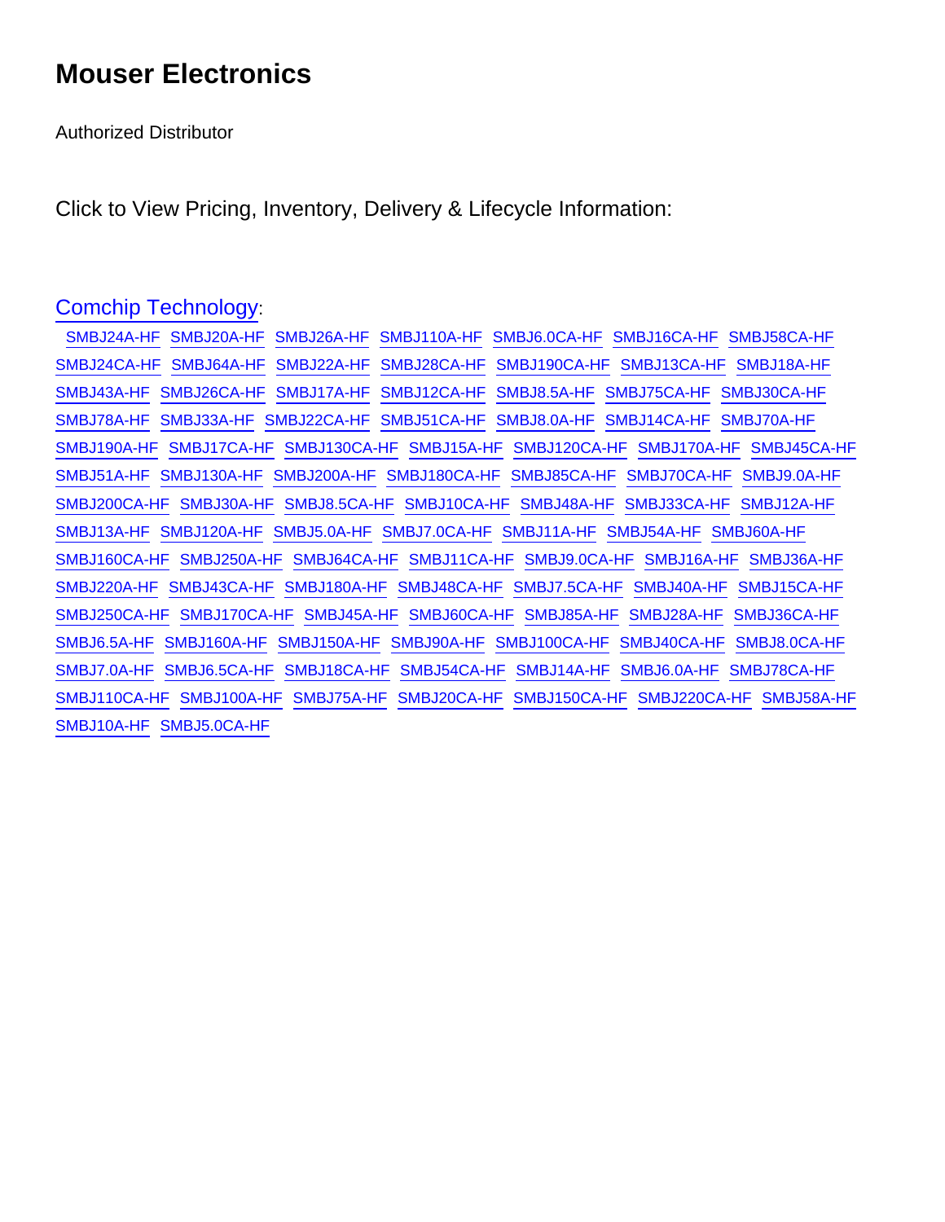# Mouser Electronics

Authorized Distributor

Click to View Pricing, Inventory, Delivery & Lifecycle Information:

Comchip Technology:

SMBJ24A-HF SMBJ20A-HF SMBJ26A-HF SMBJ110A-HF SMBJ6.0CA-HF SMBJ16CA-HF SMBJ58CA-HF SMBJ24CA-HF SMBJ64A-HF SMBJ22A-HF SMBJ28CA-HF SMBJ190CA-HF SMBJ13CA-HF SMBJ18A-HF SMBJ43A-HF SMBJ26CA-HF SMBJ17A-HF SMBJ12CA-HF SMBJ8.5A-HF SMBJ75CA-HF SMBJ30CA-HF SMBJ78A-HF SMBJ33A-HF SMBJ22CA-HF SMBJ51CA-HF SMBJ8.0A-HF SMBJ14CA-HF SMBJ70A-HF SMBJ190A-HF SMBJ17CA-HF SMBJ130CA-HF SMBJ15A-HF SMBJ120CA-HF SMBJ170A-HF SMBJ45CA-HF SMBJ51A-HF SMBJ130A-HF SMBJ200A-HF SMBJ180CA-HF SMBJ85CA-HF SMBJ70CA-HF SMBJ9.0A-HF SMBJ200CA-HF SMBJ30A-HF SMBJ8.5CA-HF SMBJ10CA-HF SMBJ48A-HF SMBJ33CA-HF SMBJ12A-HF SMBJ13A-HF SMBJ120A-HF SMBJ5.0A-HF SMBJ7.0CA-HF SMBJ11A-HF SMBJ54A-HF SMBJ60A-HF SMBJ160CA-HF SMBJ250A-HF SMBJ64CA-HF SMBJ11CA-HF SMBJ9.0CA-HF SMBJ16A-HF SMBJ36A-HF SMBJ220A-HF SMBJ43CA-HF SMBJ180A-HF SMBJ48CA-HF SMBJ7.5CA-HF SMBJ40A-HF SMBJ15CA-HF SMBJ250CA-HF SMBJ170CA-HF SMBJ45A-HF SMBJ60CA-HF SMBJ85A-HF SMBJ28A-HF SMBJ36CA-HF SMBJ6.5A-HF SMBJ160A-HF SMBJ150A-HF SMBJ90A-HF SMBJ100CA-HF SMBJ40CA-HF SMBJ8.0CA-HF SMBJ7.0A-HF SMBJ6.5CA-HF SMBJ18CA-HF SMBJ54CA-HF SMBJ14A-HF SMBJ6.0A-HF SMBJ78CA-HF SMBJ110CA-HF SMBJ100A-HF SMBJ75A-HF SMBJ20CA-HF SMBJ150CA-HF SMBJ220CA-HF SMBJ58A-HF SMBJ10A-HF SMBJ5.0CA-HF